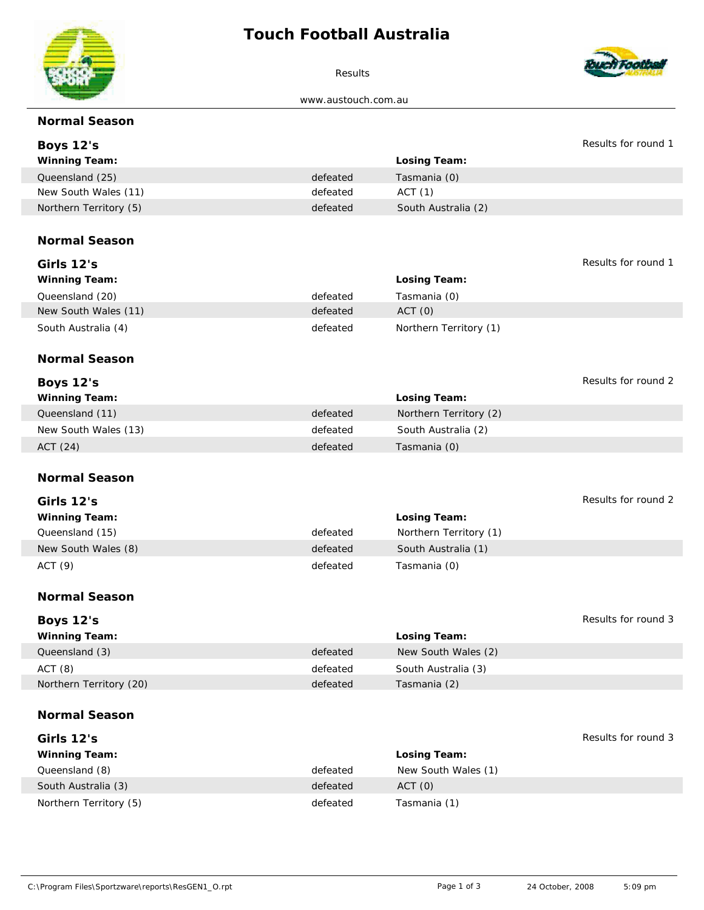# Touch Football Australia

Results

www.austouch.com.au

## Normal Season

### Boys 12's

Results for round 1

| Winning Team: | | Losing Team: |
|---|---|---|
| Queensland (25) | defeated | Tasmania (0) |
| New South Wales (11) | defeated | ACT (1) |
| Northern Territory (5) | defeated | South Australia (2) |

## Normal Season

### Girls 12's

Results for round 1

| Winning Team: | | Losing Team: |
|---|---|---|
| Queensland (20) | defeated | Tasmania (0) |
| New South Wales (11) | defeated | ACT (0) |
| South Australia (4) | defeated | Northern Territory (1) |

## Normal Season

### Boys 12's

Results for round 2

| Winning Team: | | Losing Team: |
|---|---|---|
| Queensland (11) | defeated | Northern Territory (2) |
| New South Wales (13) | defeated | South Australia (2) |
| ACT (24) | defeated | Tasmania (0) |

## Normal Season

### Girls 12's

Results for round 2

| Winning Team: | | Losing Team: |
|---|---|---|
| Queensland (15) | defeated | Northern Territory (1) |
| New South Wales (8) | defeated | South Australia (1) |
| ACT (9) | defeated | Tasmania (0) |

## Normal Season

### Boys 12's

Results for round 3

| Winning Team: | | Losing Team: |
|---|---|---|
| Queensland (3) | defeated | New South Wales (2) |
| ACT (8) | defeated | South Australia (3) |
| Northern Territory (20) | defeated | Tasmania (2) |

## Normal Season

### Girls 12's

Results for round 3

| Winning Team: | | Losing Team: |
|---|---|---|
| Queensland (8) | defeated | New South Wales (1) |
| South Australia (3) | defeated | ACT (0) |
| Northern Territory (5) | defeated | Tasmania (1) |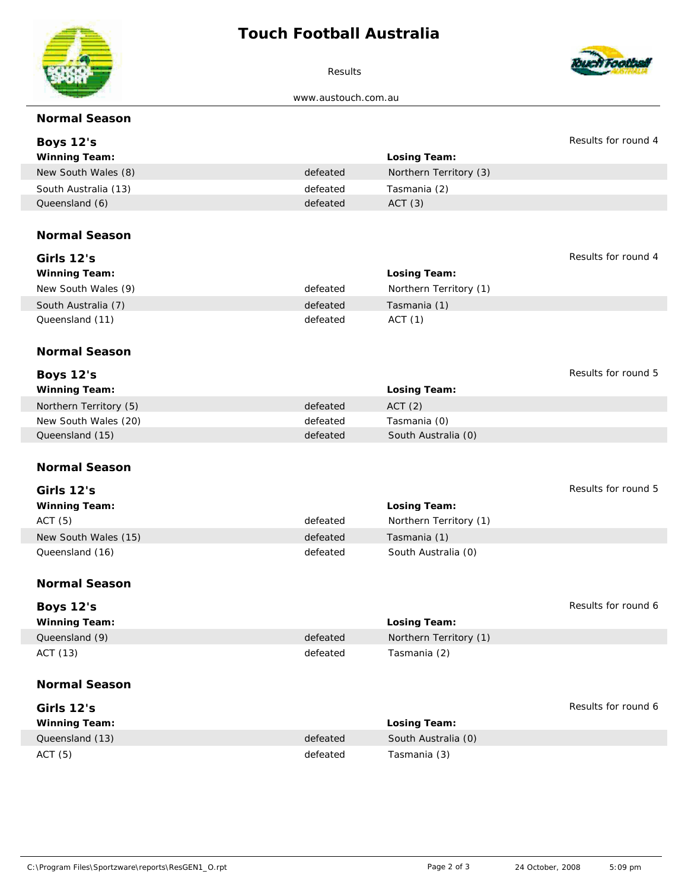# Touch Football Australia

Results

www.austouch.com.au

## Normal Season

### Boys 12's

Results for round 4

| Winning Team: | | Losing Team: |
|---|---|---|
| New South Wales (8) | defeated | Northern Territory (3) |
| South Australia (13) | defeated | Tasmania (2) |
| Queensland (6) | defeated | ACT (3) |

## Normal Season

### Girls 12's

Results for round 4

| Winning Team: | | Losing Team: |
|---|---|---|
| New South Wales (9) | defeated | Northern Territory (1) |
| South Australia (7) | defeated | Tasmania (1) |
| Queensland (11) | defeated | ACT (1) |

## Normal Season

### Boys 12's

Results for round 5

| Winning Team: | | Losing Team: |
|---|---|---|
| Northern Territory (5) | defeated | ACT (2) |
| New South Wales (20) | defeated | Tasmania (0) |
| Queensland (15) | defeated | South Australia (0) |

## Normal Season

### Girls 12's

Results for round 5

| Winning Team: | | Losing Team: |
|---|---|---|
| ACT (5) | defeated | Northern Territory (1) |
| New South Wales (15) | defeated | Tasmania (1) |
| Queensland (16) | defeated | South Australia (0) |

## Normal Season

### Boys 12's

Results for round 6

| Winning Team: | | Losing Team: |
|---|---|---|
| Queensland (9) | defeated | Northern Territory (1) |
| ACT (13) | defeated | Tasmania (2) |

## Normal Season

### Girls 12's

Results for round 6

| Winning Team: | | Losing Team: |
|---|---|---|
| Queensland (13) | defeated | South Australia (0) |
| ACT (5) | defeated | Tasmania (3) |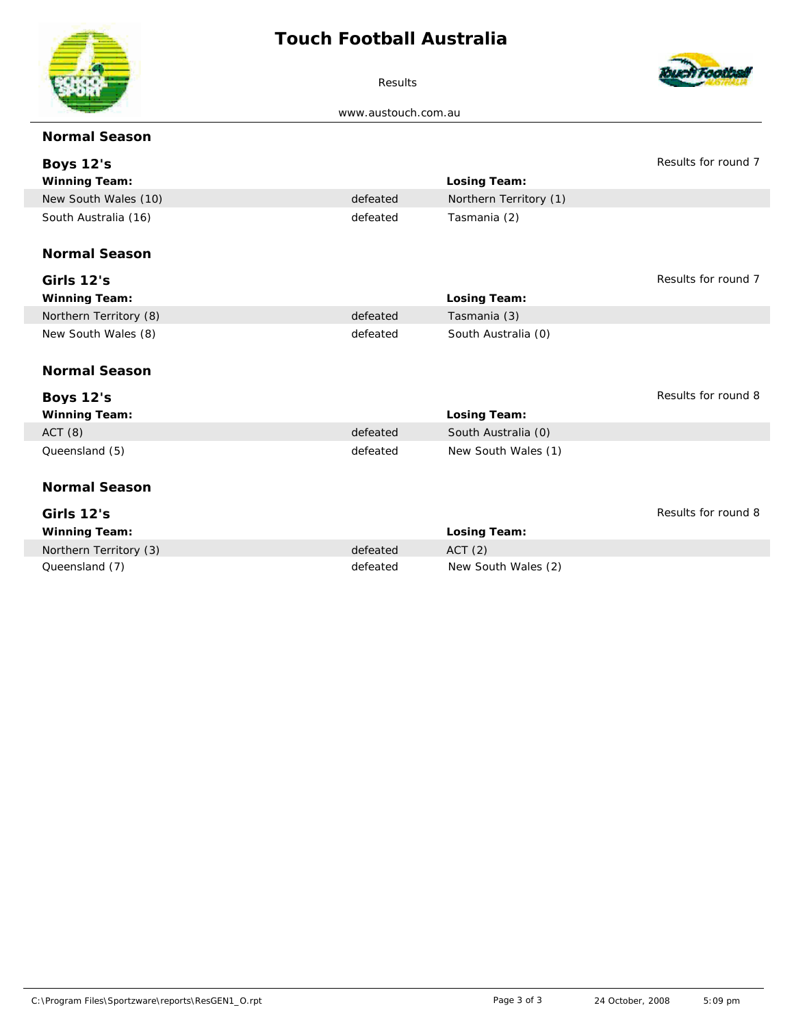# Touch Football Australia

Results

www.austouch.com.au

## Normal Season

### Boys 12's

Results for round 7

| Winning Team: | | Losing Team: |
|---|---|---|
| New South Wales (10) | defeated | Northern Territory (1) |
| South Australia (16) | defeated | Tasmania (2) |

## Normal Season

### Girls 12's

Results for round 7

| Winning Team: | | Losing Team: |
|---|---|---|
| Northern Territory (8) | defeated | Tasmania (3) |
| New South Wales (8) | defeated | South Australia (0) |

## Normal Season

### Boys 12's

Results for round 8

| Winning Team: | | Losing Team: |
|---|---|---|
| ACT (8) | defeated | South Australia (0) |
| Queensland (5) | defeated | New South Wales (1) |

## Normal Season

### Girls 12's

Results for round 8

| Winning Team: | | Losing Team: |
|---|---|---|
| Northern Territory (3) | defeated | ACT (2) |
| Queensland (7) | defeated | New South Wales (2) |